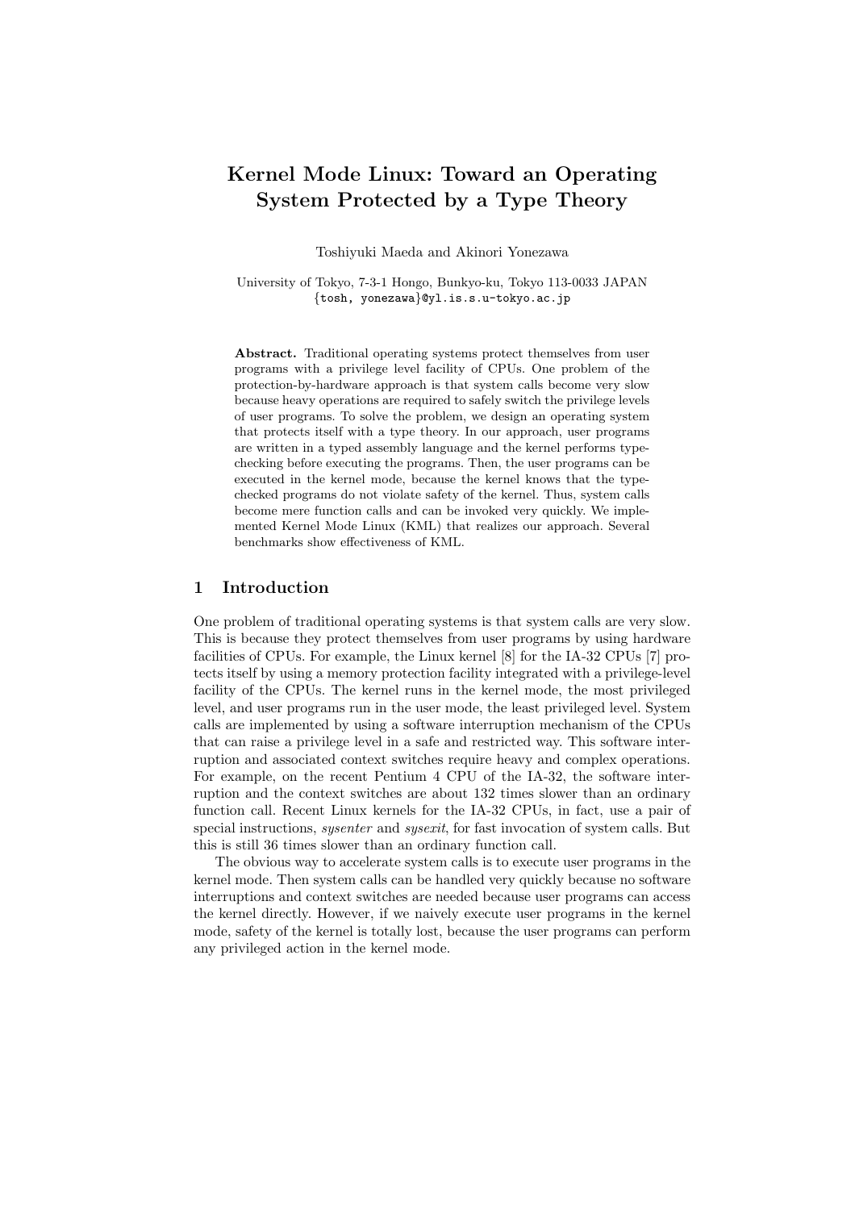# Kernel Mode Linux: Toward an Operating System Protected by a Type Theory

Toshiyuki Maeda and Akinori Yonezawa

University of Tokyo, 7-3-1 Hongo, Bunkyo-ku, Tokyo 113-0033 JAPAN
{tosh, yonezawa}@yl.is.s.u-tokyo.ac.jp

**Abstract.** Traditional operating systems protect themselves from user programs with a privilege level facility of CPUs. One problem of the protection-by-hardware approach is that system calls become very slow because heavy operations are required to safely switch the privilege levels of user programs. To solve the problem, we design an operating system that protects itself with a type theory. In our approach, user programs are written in a typed assembly language and the kernel performs type-checking before executing the programs. Then, the user programs can be executed in the kernel mode, because the kernel knows that the type-checked programs do not violate safety of the kernel. Thus, system calls become mere function calls and can be invoked very quickly. We implemented Kernel Mode Linux (KML) that realizes our approach. Several benchmarks show effectiveness of KML.

## 1 Introduction

One problem of traditional operating systems is that system calls are very slow. This is because they protect themselves from user programs by using hardware facilities of CPUs. For example, the Linux kernel [8] for the IA-32 CPUs [7] protects itself by using a memory protection facility integrated with a privilege-level facility of the CPUs. The kernel runs in the kernel mode, the most privileged level, and user programs run in the user mode, the least privileged level. System calls are implemented by using a software interruption mechanism of the CPUs that can raise a privilege level in a safe and restricted way. This software interruption and associated context switches require heavy and complex operations. For example, on the recent Pentium 4 CPU of the IA-32, the software interruption and the context switches are about 132 times slower than an ordinary function call. Recent Linux kernels for the IA-32 CPUs, in fact, use a pair of special instructions, *sysenter* and *sysexit*, for fast invocation of system calls. But this is still 36 times slower than an ordinary function call.

The obvious way to accelerate system calls is to execute user programs in the kernel mode. Then system calls can be handled very quickly because no software interruptions and context switches are needed because user programs can access the kernel directly. However, if we naively execute user programs in the kernel mode, safety of the kernel is totally lost, because the user programs can perform any privileged action in the kernel mode.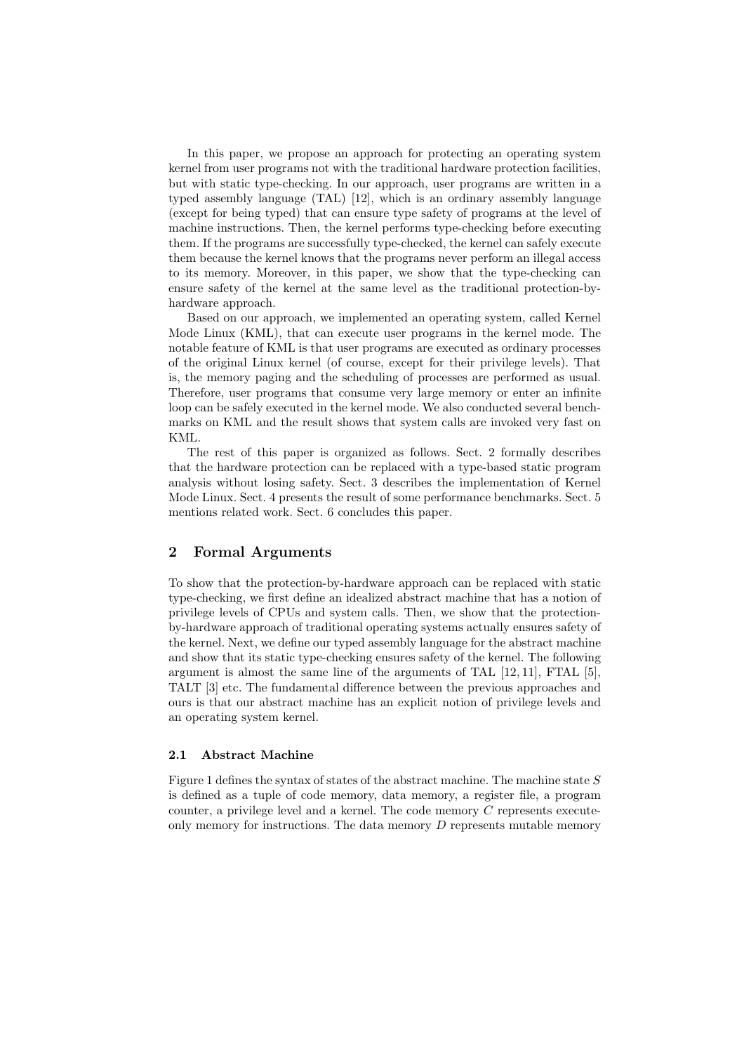In this paper, we propose an approach for protecting an operating system kernel from user programs not with the traditional hardware protection facilities, but with static type-checking. In our approach, user programs are written in a typed assembly language (TAL) [12], which is an ordinary assembly language (except for being typed) that can ensure type safety of programs at the level of machine instructions. Then, the kernel performs type-checking before executing them. If the programs are successfully type-checked, the kernel can safely execute them because the kernel knows that the programs never perform an illegal access to its memory. Moreover, in this paper, we show that the type-checking can ensure safety of the kernel at the same level as the traditional protection-by-hardware approach.

Based on our approach, we implemented an operating system, called Kernel Mode Linux (KML), that can execute user programs in the kernel mode. The notable feature of KML is that user programs are executed as ordinary processes of the original Linux kernel (of course, except for their privilege levels). That is, the memory paging and the scheduling of processes are performed as usual. Therefore, user programs that consume very large memory or enter an infinite loop can be safely executed in the kernel mode. We also conducted several benchmarks on KML and the result shows that system calls are invoked very fast on KML.

The rest of this paper is organized as follows. Sect. 2 formally describes that the hardware protection can be replaced with a type-based static program analysis without losing safety. Sect. 3 describes the implementation of Kernel Mode Linux. Sect. 4 presents the result of some performance benchmarks. Sect. 5 mentions related work. Sect. 6 concludes this paper.

## 2 Formal Arguments

To show that the protection-by-hardware approach can be replaced with static type-checking, we first define an idealized abstract machine that has a notion of privilege levels of CPUs and system calls. Then, we show that the protection-by-hardware approach of traditional operating systems actually ensures safety of the kernel. Next, we define our typed assembly language for the abstract machine and show that its static type-checking ensures safety of the kernel. The following argument is almost the same line of the arguments of TAL [12, 11], FTAL [5], TALT [3] etc. The fundamental difference between the previous approaches and ours is that our abstract machine has an explicit notion of privilege levels and an operating system kernel.

### 2.1 Abstract Machine

Figure 1 defines the syntax of states of the abstract machine. The machine state $S$ is defined as a tuple of code memory, data memory, a register file, a program counter, a privilege level and a kernel. The code memory $C$ represents execute-only memory for instructions. The data memory $D$ represents mutable memory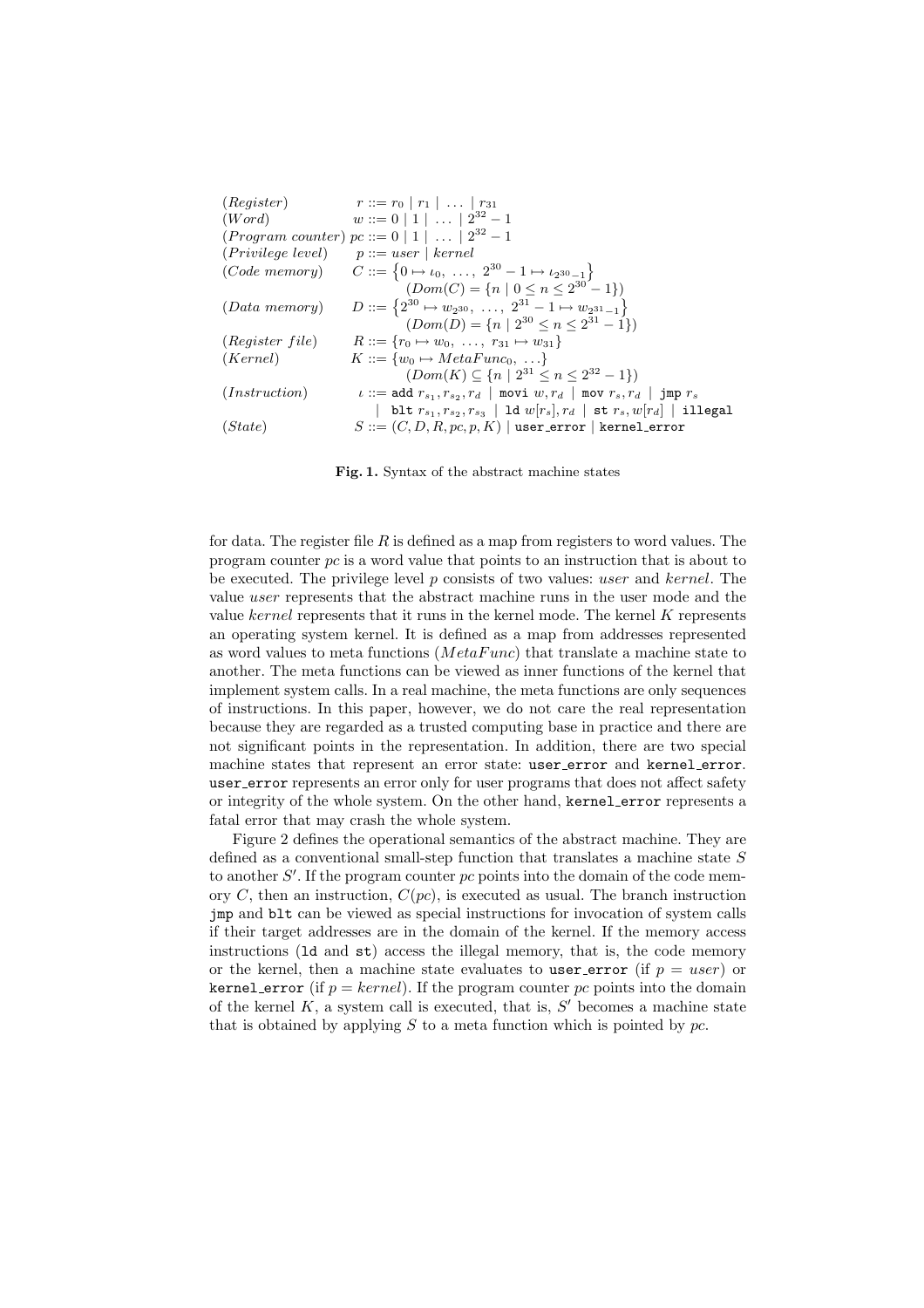$$
\begin{array}{lll}
(\mathit{Register}) & r ::= r_0 \mid r_1 \mid \ \ldots \ \mid r_{31} & \\
(\mathit{Word}) & w ::= 0 \mid 1 \mid \ \ldots \ \mid 2^{32}-1 & \\
(\mathit{Program\ counter}) & pc ::= 0 \mid 1 \mid \ \ldots \ \mid 2^{32}-1 & \\
(\mathit{Privilege\ level}) & p ::= \mathit{user} \mid \mathit{kernel} & \\
(\mathit{Code\ memory}) & C ::= \left\{0 \mapsto \iota_0,\ \ldots,\ 2^{30}-1 \mapsto \iota_{2^{30}-1}\right\} & \\
 & \qquad (\mathit{Dom}(C) = \{n \mid 0 \leq n \leq 2^{30}-1\}) & \\
(\mathit{Data\ memory}) & D ::= \left\{2^{30} \mapsto w_{2^{30}},\ \ldots,\ 2^{31}-1 \mapsto w_{2^{31}-1}\right\} & \\
 & \qquad (\mathit{Dom}(D) = \{n \mid 2^{30} \leq n \leq 2^{31}-1\}) & \\
(\mathit{Register\ file}) & R ::= \{r_0 \mapsto w_0,\ \ldots,\ r_{31} \mapsto w_{31}\} & \\
(\mathit{Kernel}) & K ::= \{w_0 \mapsto \mathit{MetaFunc}_0,\ \ldots\} & \\
 & \qquad (\mathit{Dom}(K) \subseteq \{n \mid 2^{31} \leq n \leq 2^{32}-1\}) & \\
(\mathit{Instruction}) & \iota ::= \texttt{add}\ r_{s_1}, r_{s_2}, r_d \mid \texttt{movi}\ w, r_d \mid \texttt{mov}\ r_s, r_d \mid \texttt{jmp}\ r_s & \\
 & \quad \mid \ \texttt{blt}\ r_{s_1}, r_{s_2}, r_{s_3} \mid \texttt{ld}\ w[r_s], r_d \mid \texttt{st}\ r_s, w[r_d] \mid \texttt{illegal} & \\
(\mathit{State}) & S ::= (C, D, R, pc, p, K) \mid \texttt{user\_error} \mid \texttt{kernel\_error} &
\end{array}
$$

**Fig. 1.** Syntax of the abstract machine states

for data. The register file $R$ is defined as a map from registers to word values. The program counter $pc$ is a word value that points to an instruction that is about to be executed. The privilege level $p$ consists of two values: *user* and *kernel*. The value *user* represents that the abstract machine runs in the user mode and the value *kernel* represents that it runs in the kernel mode. The kernel $K$ represents an operating system kernel. It is defined as a map from addresses represented as word values to meta functions ($MetaFunc$) that translate a machine state to another. The meta functions can be viewed as inner functions of the kernel that implement system calls. In a real machine, the meta functions are only sequences of instructions. In this paper, however, we do not care the real representation because they are regarded as a trusted computing base in practice and there are not significant points in the representation. In addition, there are two special machine states that represent an error state: `user_error` and `kernel_error`. `user_error` represents an error only for user programs that does not affect safety or integrity of the whole system. On the other hand, `kernel_error` represents a fatal error that may crash the whole system.

Figure 2 defines the operational semantics of the abstract machine. They are defined as a conventional small-step function that translates a machine state $S$ to another $S'$. If the program counter $pc$ points into the domain of the code memory $C$, then an instruction, $C(pc)$, is executed as usual. The branch instruction `jmp` and `blt` can be viewed as special instructions for invocation of system calls if their target addresses are in the domain of the kernel. If the memory access instructions (`ld` and `st`) access the illegal memory, that is, the code memory or the kernel, then a machine state evaluates to `user_error` (if $p = user$) or `kernel_error` (if $p = kernel$). If the program counter $pc$ points into the domain of the kernel $K$, a system call is executed, that is, $S'$ becomes a machine state that is obtained by applying $S$ to a meta function which is pointed by $pc$.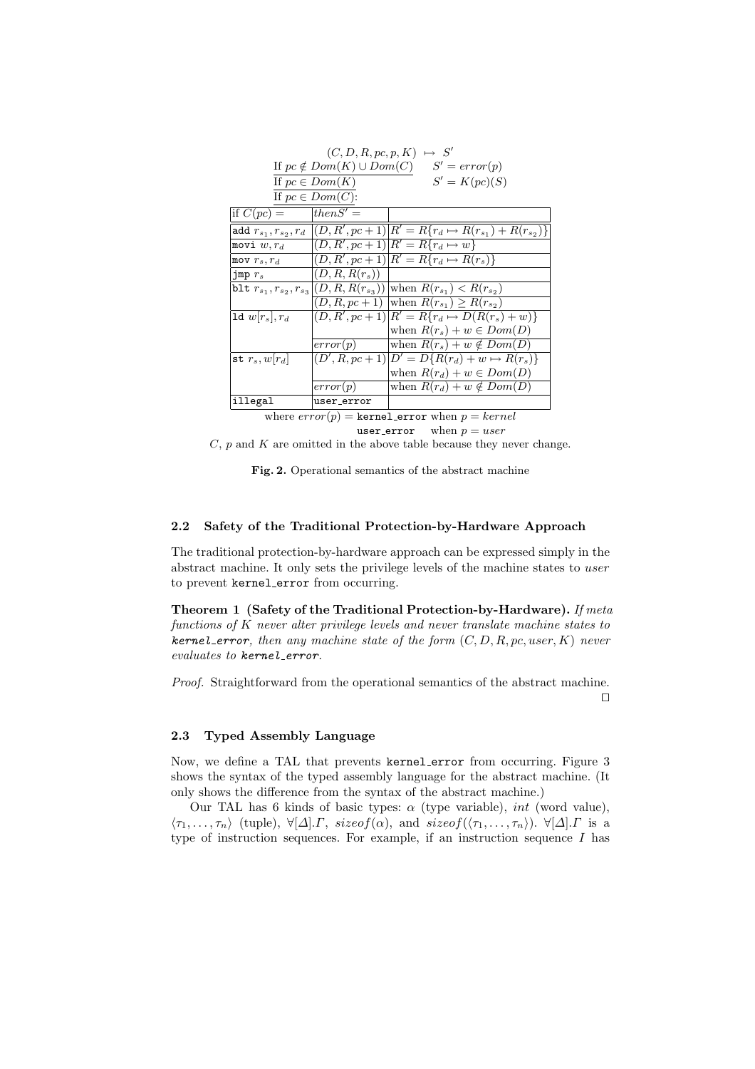$$(C, D, R, pc, p, K) \mapsto S'$$

If $pc \notin Dom(K) \cup Dom(C)$ $\quad S' = error(p)$

If $pc \in Dom(K)$ $\quad S' = K(pc)(S)$

If $pc \in Dom(C)$:

| if $C(pc) =$ | $then S' =$ | |
|---|---|---|
| `add` $r_{s_1}, r_{s_2}, r_d$ | $(D, R', pc+1)$ | $R' = R\{r_d \mapsto R(r_{s_1}) + R(r_{s_2})\}$ |
| `movi` $w, r_d$ | $(D, R', pc+1)$ | $R' = R\{r_d \mapsto w\}$ |
| `mov` $r_s, r_d$ | $(D, R', pc+1)$ | $R' = R\{r_d \mapsto R(r_s)\}$ |
| `jmp` $r_s$ | $(D, R, R(r_s))$ | |
| `blt` $r_{s_1}, r_{s_2}, r_{s_3}$ | $(D, R, R(r_{s_3}))$ | when $R(r_{s_1}) < R(r_{s_2})$ |
| | $(D, R, pc+1)$ | when $R(r_{s_1}) \geq R(r_{s_2})$ |
| `ld` $w[r_s], r_d$ | $(D, R', pc+1)$ | $R' = R\{r_d \mapsto D(R(r_s) + w)\}$ when $R(r_s) + w \in Dom(D)$ |
| | $error(p)$ | when $R(r_s) + w \notin Dom(D)$ |
| `st` $r_s, w[r_d]$ | $(D', R, pc+1)$ | $D' = D\{R(r_d) + w \mapsto R(r_s)\}$ when $R(r_d) + w \in Dom(D)$ |
| | $error(p)$ | when $R(r_d) + w \notin Dom(D)$ |
| `illegal` | `user_error` | |

where $error(p) =$ `kernel_error` when $p = kernel$
`user_error` when $p = user$

$C$, $p$ and $K$ are omitted in the above table because they never change.

**Fig. 2.** Operational semantics of the abstract machine

### 2.2 Safety of the Traditional Protection-by-Hardware Approach

The traditional protection-by-hardware approach can be expressed simply in the abstract machine. It only sets the privilege levels of the machine states to *user* to prevent `kernel_error` from occurring.

**Theorem 1 (Safety of the Traditional Protection-by-Hardware).** *If meta functions of K never alter privilege levels and never translate machine states to* `kernel_error`*, then any machine state of the form* $(C, D, R, pc, user, K)$ *never evaluates to* `kernel_error`*.*

*Proof.* Straightforward from the operational semantics of the abstract machine. □

### 2.3 Typed Assembly Language

Now, we define a TAL that prevents `kernel_error` from occurring. Figure 3 shows the syntax of the typed assembly language for the abstract machine. (It only shows the difference from the syntax of the abstract machine.)

Our TAL has 6 kinds of basic types: $\alpha$ (type variable), $int$ (word value), $\langle\tau_1, \ldots, \tau_n\rangle$ (tuple), $\forall[\Delta].\Gamma$, $sizeof(\alpha)$, and $sizeof(\langle\tau_1, \ldots, \tau_n\rangle)$. $\forall[\Delta].\Gamma$ is a type of instruction sequences. For example, if an instruction sequence $I$ has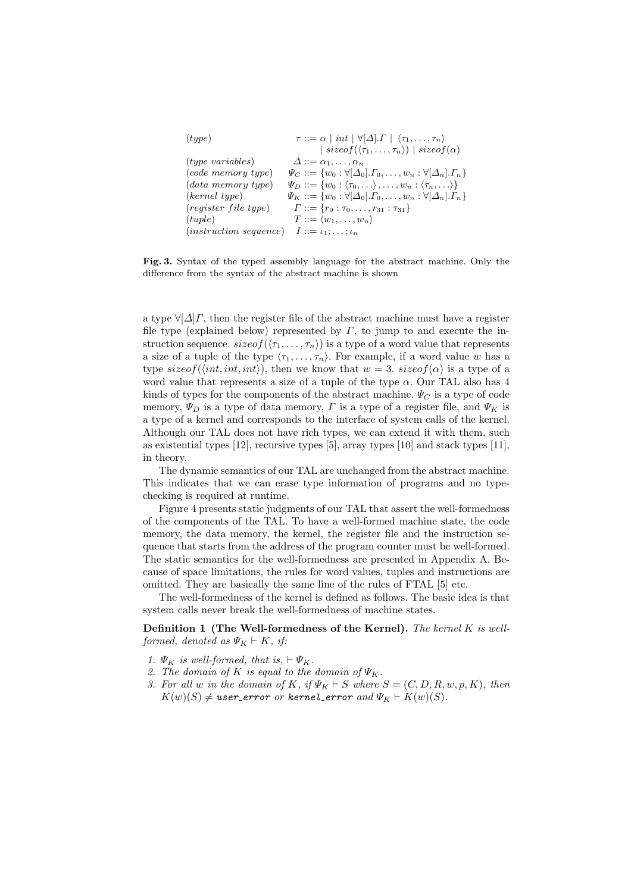$$
\begin{array}{ll}
(type) & \tau ::= \alpha \mid int \mid \forall[\Delta].\Gamma \mid \langle \tau_1, \ldots, \tau_n \rangle \\
& \quad \mid sizeof(\langle \tau_1, \ldots, \tau_n \rangle) \mid sizeof(\alpha) \\
(type\ variables) & \Delta ::= \alpha_1, \ldots, \alpha_n \\
(code\ memory\ type) & \Psi_C ::= \{w_0 : \forall[\Delta_0].\Gamma_0, \ldots, w_n : \forall[\Delta_n].\Gamma_n\} \\
(data\ memory\ type) & \Psi_D ::= \{w_0 : \langle \tau_0, \ldots \rangle, \ldots, w_n : \langle \tau_n, \ldots \rangle\} \\
(kernel\ type) & \Psi_K ::= \{w_0 : \forall[\Delta_0].\Gamma_0, \ldots, w_n : \forall[\Delta_n].\Gamma_n\} \\
(register\ file\ type) & \Gamma ::= \{r_0 : \tau_0, \ldots, r_{31} : \tau_{31}\} \\
(tuple) & T ::= \langle w_1, \ldots, w_n \rangle \\
(instruction\ sequence) & I ::= \iota_1; \ldots; \iota_n
\end{array}
$$

**Fig. 3.** Syntax of the typed assembly language for the abstract machine. Only the difference from the syntax of the abstract machine is shown

a type $\forall[\Delta]\Gamma$, then the register file of the abstract machine must have a register file type (explained below) represented by $\Gamma$, to jump to and execute the instruction sequence. $sizeof(\langle \tau_1, \ldots, \tau_n \rangle)$ is a type of a word value that represents a size of a tuple of the type $\langle \tau_1, \ldots, \tau_n \rangle$. For example, if a word value $w$ has a type $sizeof(\langle int, int, int \rangle)$, then we know that $w = 3$. $sizeof(\alpha)$ is a type of a word value that represents a size of a tuple of the type $\alpha$. Our TAL also has 4 kinds of types for the components of the abstract machine. $\Psi_C$ is a type of code memory, $\Psi_D$ is a type of data memory, $\Gamma$ is a type of a register file, and $\Psi_K$ is a type of a kernel and corresponds to the interface of system calls of the kernel. Although our TAL does not have rich types, we can extend it with them, such as existential types [12], recursive types [5], array types [10] and stack types [11], in theory.

The dynamic semantics of our TAL are unchanged from the abstract machine. This indicates that we can erase type information of programs and no type-checking is required at runtime.

Figure 4 presents static judgments of our TAL that assert the well-formedness of the components of the TAL. To have a well-formed machine state, the code memory, the data memory, the kernel, the register file and the instruction sequence that starts from the address of the program counter must be well-formed. The static semantics for the well-formedness are presented in Appendix A. Because of space limitations, the rules for word values, tuples and instructions are omitted. They are basically the same line of the rules of FTAL [5] etc.

The well-formedness of the kernel is defined as follows. The basic idea is that system calls never break the well-formedness of machine states.

**Definition 1 (The Well-formedness of the Kernel).** *The kernel $K$ is well-formed, denoted as $\Psi_K \vdash K$, if:*

1. *$\Psi_K$ is well-formed, that is, $\vdash \Psi_K$.*
2. *The domain of $K$ is equal to the domain of $\Psi_K$.*
3. *For all $w$ in the domain of $K$, if $\Psi_K \vdash S$ where $S = (C, D, R, w, p, K)$, then $K(w)(S) \neq$ `user_error` or `kernel_error` and $\Psi_K \vdash K(w)(S)$.*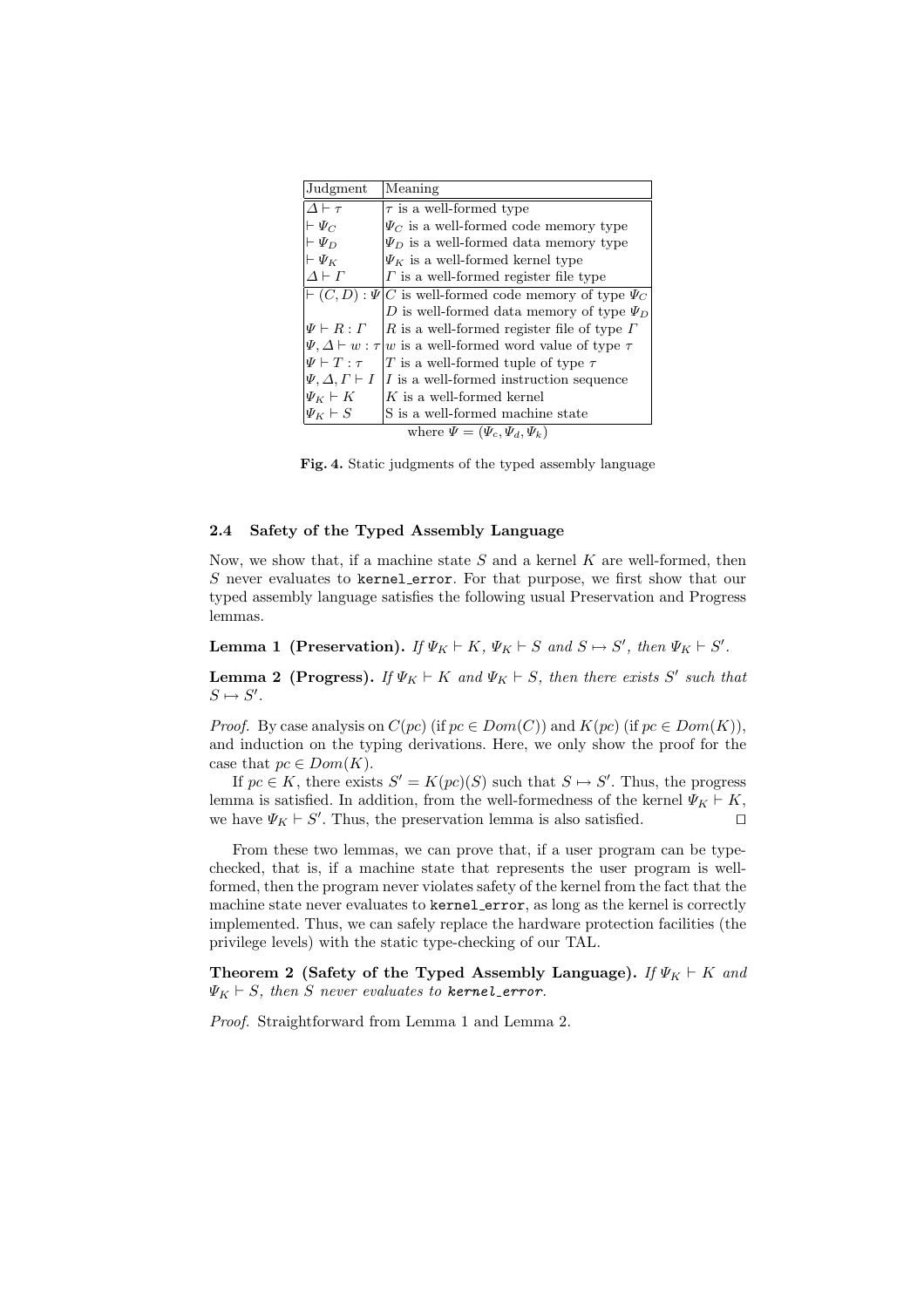| Judgment | Meaning |
| --- | --- |
| $\Delta \vdash \tau$ | $\tau$ is a well-formed type |
| $\vdash \Psi_C$ | $\Psi_C$ is a well-formed code memory type |
| $\vdash \Psi_D$ | $\Psi_D$ is a well-formed data memory type |
| $\vdash \Psi_K$ | $\Psi_K$ is a well-formed kernel type |
| $\Delta \vdash \Gamma$ | $\Gamma$ is a well-formed register file type |
| $\vdash (C, D) : \Psi$ | $C$ is well-formed code memory of type $\Psi_C$<br>$D$ is well-formed data memory of type $\Psi_D$ |
| $\Psi \vdash R : \Gamma$ | $R$ is a well-formed register file of type $\Gamma$ |
| $\Psi, \Delta \vdash w : \tau$ | $w$ is a well-formed word value of type $\tau$ |
| $\Psi \vdash T : \tau$ | $T$ is a well-formed tuple of type $\tau$ |
| $\Psi, \Delta, \Gamma \vdash I$ | $I$ is a well-formed instruction sequence |
| $\Psi_K \vdash K$ | $K$ is a well-formed kernel |
| $\Psi_K \vdash S$ | S is a well-formed machine state |

where $\Psi = (\Psi_c, \Psi_d, \Psi_k)$

**Fig. 4.** Static judgments of the typed assembly language

### 2.4 Safety of the Typed Assembly Language

Now, we show that, if a machine state $S$ and a kernel $K$ are well-formed, then $S$ never evaluates to kernel_error. For that purpose, we first show that our typed assembly language satisfies the following usual Preservation and Progress lemmas.

**Lemma 1 (Preservation).** *If $\Psi_K \vdash K$, $\Psi_K \vdash S$ and $S \mapsto S'$, then $\Psi_K \vdash S'$.*

**Lemma 2 (Progress).** *If $\Psi_K \vdash K$ and $\Psi_K \vdash S$, then there exists $S'$ such that $S \mapsto S'$.*

*Proof.* By case analysis on $C(pc)$ (if $pc \in Dom(C)$) and $K(pc)$ (if $pc \in Dom(K)$), and induction on the typing derivations. Here, we only show the proof for the case that $pc \in Dom(K)$.

If $pc \in K$, there exists $S' = K(pc)(S)$ such that $S \mapsto S'$. Thus, the progress lemma is satisfied. In addition, from the well-formedness of the kernel $\Psi_K \vdash K$, we have $\Psi_K \vdash S'$. Thus, the preservation lemma is also satisfied. ⊓⊔

From these two lemmas, we can prove that, if a user program can be type-checked, that is, if a machine state that represents the user program is well-formed, then the program never violates safety of the kernel from the fact that the machine state never evaluates to kernel_error, as long as the kernel is correctly implemented. Thus, we can safely replace the hardware protection facilities (the privilege levels) with the static type-checking of our TAL.

**Theorem 2 (Safety of the Typed Assembly Language).** *If $\Psi_K \vdash K$ and $\Psi_K \vdash S$, then $S$ never evaluates to kernel_error.*

*Proof.* Straightforward from Lemma 1 and Lemma 2.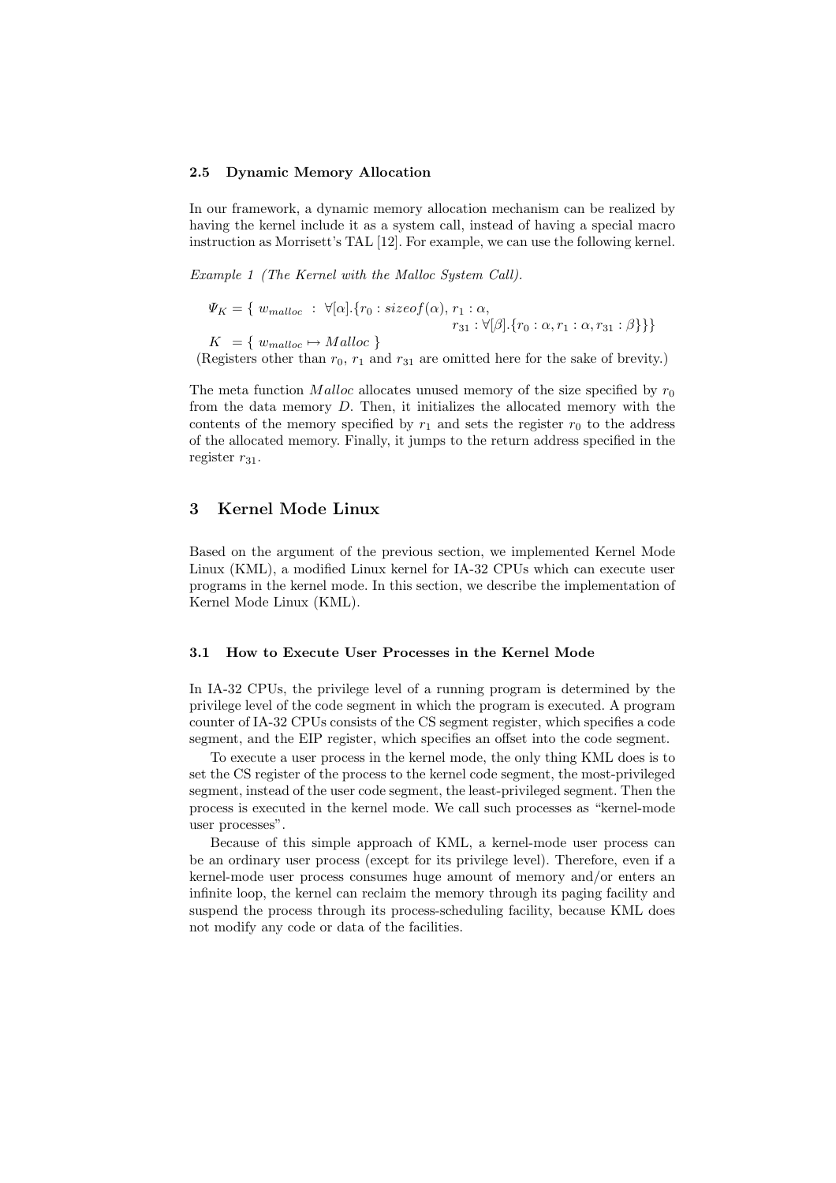### 2.5 Dynamic Memory Allocation

In our framework, a dynamic memory allocation mechanism can be realized by having the kernel include it as a system call, instead of having a special macro instruction as Morrisett's TAL [12]. For example, we can use the following kernel.

*Example 1 (The Kernel with the Malloc System Call).*

$$
\begin{aligned}
\Psi_K &= \{\ w_{malloc}\ :\ \forall[\alpha].\{r_0 : sizeof(\alpha),\ r_1 : \alpha,\\
&\qquad\qquad\qquad\qquad r_{31} : \forall[\beta].\{r_0 : \alpha, r_1 : \alpha, r_{31} : \beta\}\}\}\\
K\ &= \{\ w_{malloc} \mapsto Malloc\ \}
\end{aligned}
$$

(Registers other than $r_0$, $r_1$ and $r_{31}$ are omitted here for the sake of brevity.)

The meta function $Malloc$ allocates unused memory of the size specified by $r_0$ from the data memory $D$. Then, it initializes the allocated memory with the contents of the memory specified by $r_1$ and sets the register $r_0$ to the address of the allocated memory. Finally, it jumps to the return address specified in the register $r_{31}$.

## 3 Kernel Mode Linux

Based on the argument of the previous section, we implemented Kernel Mode Linux (KML), a modified Linux kernel for IA-32 CPUs which can execute user programs in the kernel mode. In this section, we describe the implementation of Kernel Mode Linux (KML).

### 3.1 How to Execute User Processes in the Kernel Mode

In IA-32 CPUs, the privilege level of a running program is determined by the privilege level of the code segment in which the program is executed. A program counter of IA-32 CPUs consists of the CS segment register, which specifies a code segment, and the EIP register, which specifies an offset into the code segment.

To execute a user process in the kernel mode, the only thing KML does is to set the CS register of the process to the kernel code segment, the most-privileged segment, instead of the user code segment, the least-privileged segment. Then the process is executed in the kernel mode. We call such processes as "kernel-mode user processes".

Because of this simple approach of KML, a kernel-mode user process can be an ordinary user process (except for its privilege level). Therefore, even if a kernel-mode user process consumes huge amount of memory and/or enters an infinite loop, the kernel can reclaim the memory through its paging facility and suspend the process through its process-scheduling facility, because KML does not modify any code or data of the facilities.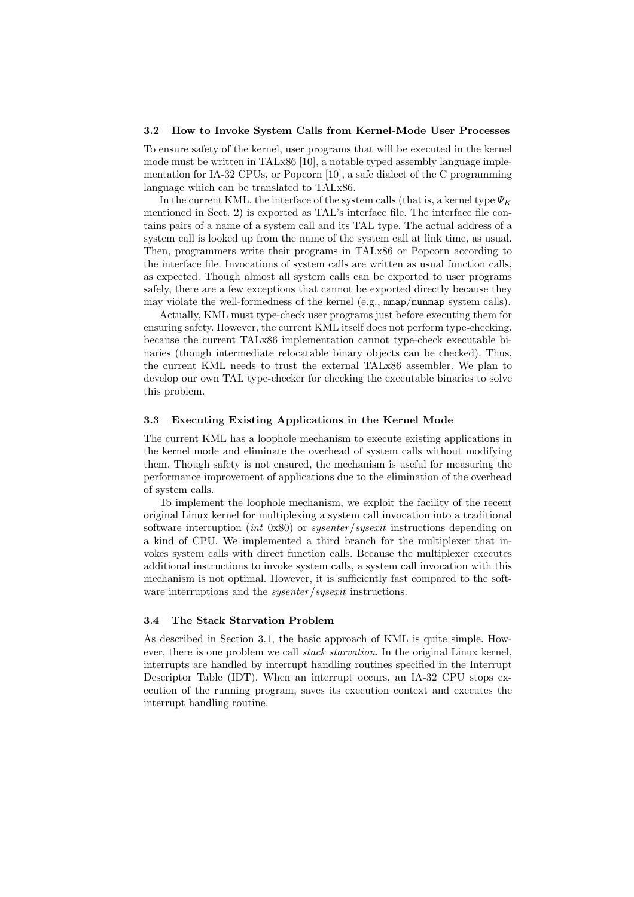### 3.2 How to Invoke System Calls from Kernel-Mode User Processes

To ensure safety of the kernel, user programs that will be executed in the kernel mode must be written in TALx86 [10], a notable typed assembly language implementation for IA-32 CPUs, or Popcorn [10], a safe dialect of the C programming language which can be translated to TALx86.

In the current KML, the interface of the system calls (that is, a kernel type $\Psi_K$ mentioned in Sect. 2) is exported as TAL's interface file. The interface file contains pairs of a name of a system call and its TAL type. The actual address of a system call is looked up from the name of the system call at link time, as usual. Then, programmers write their programs in TALx86 or Popcorn according to the interface file. Invocations of system calls are written as usual function calls, as expected. Though almost all system calls can be exported to user programs safely, there are a few exceptions that cannot be exported directly because they may violate the well-formedness of the kernel (e.g., `mmap`/`munmap` system calls).

Actually, KML must type-check user programs just before executing them for ensuring safety. However, the current KML itself does not perform type-checking, because the current TALx86 implementation cannot type-check executable binaries (though intermediate relocatable binary objects can be checked). Thus, the current KML needs to trust the external TALx86 assembler. We plan to develop our own TAL type-checker for checking the executable binaries to solve this problem.

### 3.3 Executing Existing Applications in the Kernel Mode

The current KML has a loophole mechanism to execute existing applications in the kernel mode and eliminate the overhead of system calls without modifying them. Though safety is not ensured, the mechanism is useful for measuring the performance improvement of applications due to the elimination of the overhead of system calls.

To implement the loophole mechanism, we exploit the facility of the recent original Linux kernel for multiplexing a system call invocation into a traditional software interruption (*int* 0x80) or *sysenter*/*sysexit* instructions depending on a kind of CPU. We implemented a third branch for the multiplexer that invokes system calls with direct function calls. Because the multiplexer executes additional instructions to invoke system calls, a system call invocation with this mechanism is not optimal. However, it is sufficiently fast compared to the software interruptions and the *sysenter*/*sysexit* instructions.

### 3.4 The Stack Starvation Problem

As described in Section 3.1, the basic approach of KML is quite simple. However, there is one problem we call *stack starvation*. In the original Linux kernel, interrupts are handled by interrupt handling routines specified in the Interrupt Descriptor Table (IDT). When an interrupt occurs, an IA-32 CPU stops execution of the running program, saves its execution context and executes the interrupt handling routine.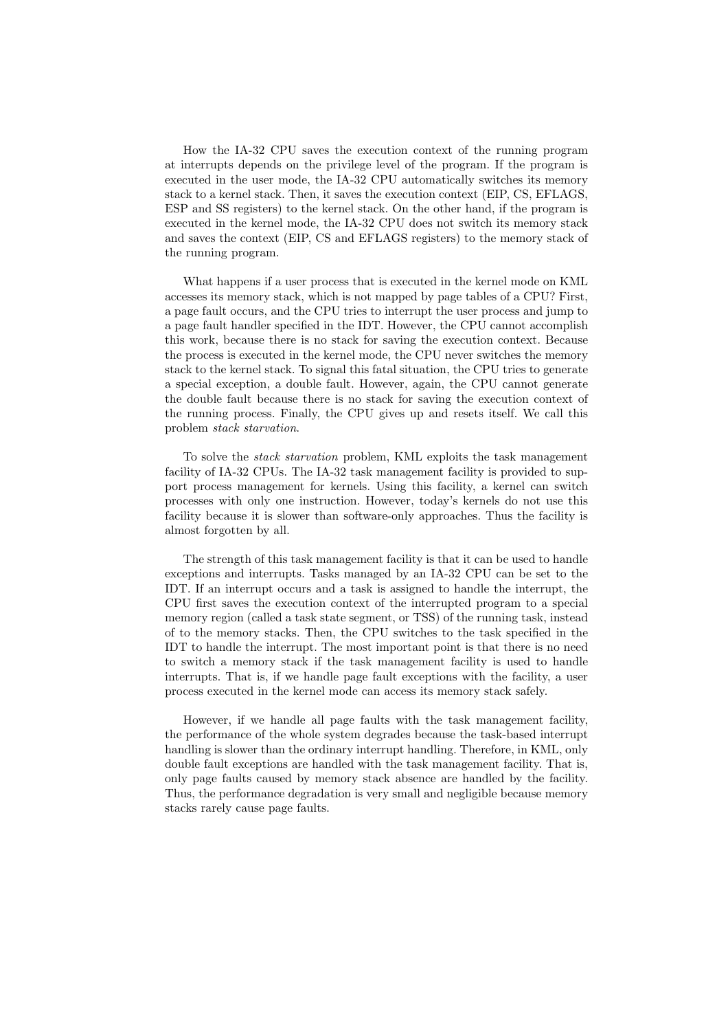How the IA-32 CPU saves the execution context of the running program at interrupts depends on the privilege level of the program. If the program is executed in the user mode, the IA-32 CPU automatically switches its memory stack to a kernel stack. Then, it saves the execution context (EIP, CS, EFLAGS, ESP and SS registers) to the kernel stack. On the other hand, if the program is executed in the kernel mode, the IA-32 CPU does not switch its memory stack and saves the context (EIP, CS and EFLAGS registers) to the memory stack of the running program.

What happens if a user process that is executed in the kernel mode on KML accesses its memory stack, which is not mapped by page tables of a CPU? First, a page fault occurs, and the CPU tries to interrupt the user process and jump to a page fault handler specified in the IDT. However, the CPU cannot accomplish this work, because there is no stack for saving the execution context. Because the process is executed in the kernel mode, the CPU never switches the memory stack to the kernel stack. To signal this fatal situation, the CPU tries to generate a special exception, a double fault. However, again, the CPU cannot generate the double fault because there is no stack for saving the execution context of the running process. Finally, the CPU gives up and resets itself. We call this problem *stack starvation*.

To solve the *stack starvation* problem, KML exploits the task management facility of IA-32 CPUs. The IA-32 task management facility is provided to support process management for kernels. Using this facility, a kernel can switch processes with only one instruction. However, today's kernels do not use this facility because it is slower than software-only approaches. Thus the facility is almost forgotten by all.

The strength of this task management facility is that it can be used to handle exceptions and interrupts. Tasks managed by an IA-32 CPU can be set to the IDT. If an interrupt occurs and a task is assigned to handle the interrupt, the CPU first saves the execution context of the interrupted program to a special memory region (called a task state segment, or TSS) of the running task, instead of to the memory stacks. Then, the CPU switches to the task specified in the IDT to handle the interrupt. The most important point is that there is no need to switch a memory stack if the task management facility is used to handle interrupts. That is, if we handle page fault exceptions with the facility, a user process executed in the kernel mode can access its memory stack safely.

However, if we handle all page faults with the task management facility, the performance of the whole system degrades because the task-based interrupt handling is slower than the ordinary interrupt handling. Therefore, in KML, only double fault exceptions are handled with the task management facility. That is, only page faults caused by memory stack absence are handled by the facility. Thus, the performance degradation is very small and negligible because memory stacks rarely cause page faults.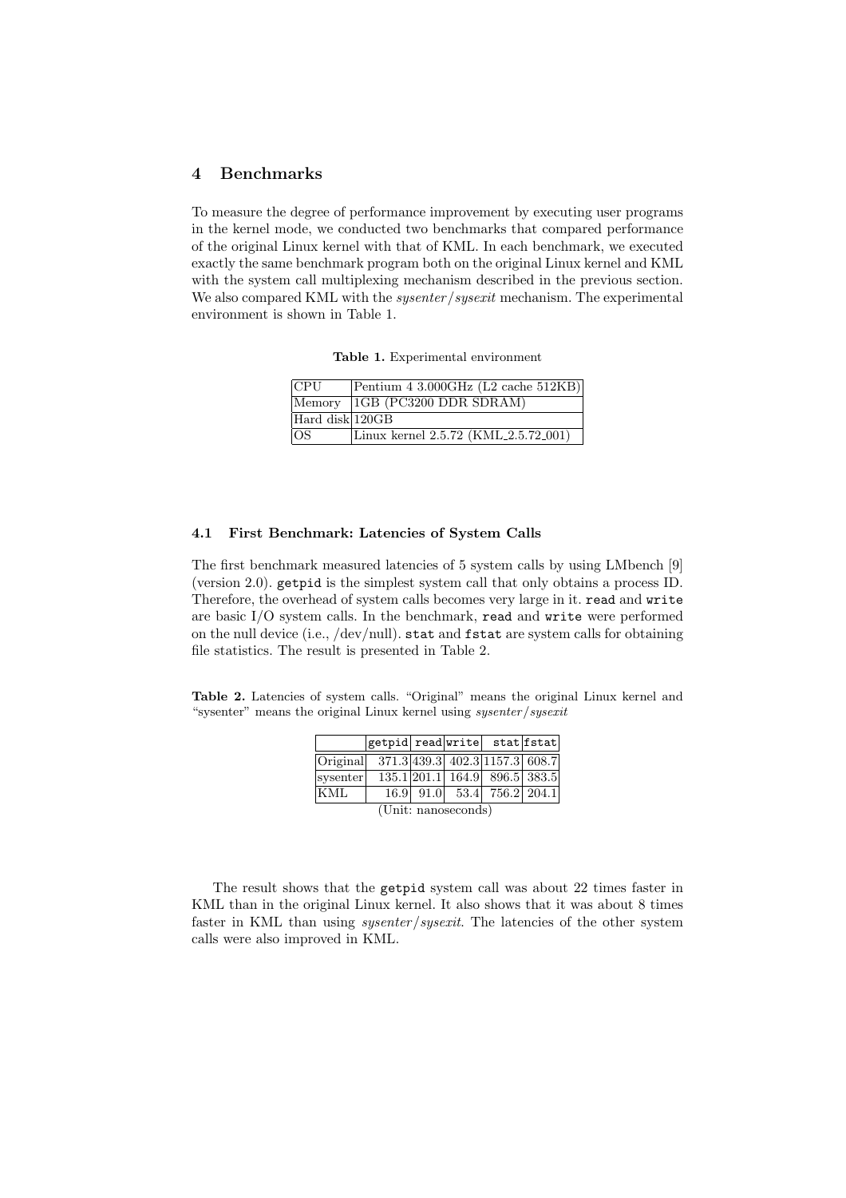## 4 Benchmarks

To measure the degree of performance improvement by executing user programs in the kernel mode, we conducted two benchmarks that compared performance of the original Linux kernel with that of KML. In each benchmark, we executed exactly the same benchmark program both on the original Linux kernel and KML with the system call multiplexing mechanism described in the previous section. We also compared KML with the *sysenter/sysexit* mechanism. The experimental environment is shown in Table 1.

**Table 1.** Experimental environment

| | |
|---|---|
| CPU | Pentium 4 3.000GHz (L2 cache 512KB) |
| Memory | 1GB (PC3200 DDR SDRAM) |
| Hard disk | 120GB |
| OS | Linux kernel 2.5.72 (KML_2.5.72_001) |

### 4.1 First Benchmark: Latencies of System Calls

The first benchmark measured latencies of 5 system calls by using LMbench [9] (version 2.0). `getpid` is the simplest system call that only obtains a process ID. Therefore, the overhead of system calls becomes very large in it. `read` and `write` are basic I/O system calls. In the benchmark, `read` and `write` were performed on the null device (i.e., /dev/null). `stat` and `fstat` are system calls for obtaining file statistics. The result is presented in Table 2.

**Table 2.** Latencies of system calls. "Original" means the original Linux kernel and "sysenter" means the original Linux kernel using *sysenter/sysexit*

| | `getpid` | `read` | `write` | `stat` | `fstat` |
|---|---|---|---|---|---|
| Original | 371.3 | 439.3 | 402.3 | 1157.3 | 608.7 |
| sysenter | 135.1 | 201.1 | 164.9 | 896.5 | 383.5 |
| KML | 16.9 | 91.0 | 53.4 | 756.2 | 204.1 |

(Unit: nanoseconds)

The result shows that the `getpid` system call was about 22 times faster in KML than in the original Linux kernel. It also shows that it was about 8 times faster in KML than using *sysenter/sysexit*. The latencies of the other system calls were also improved in KML.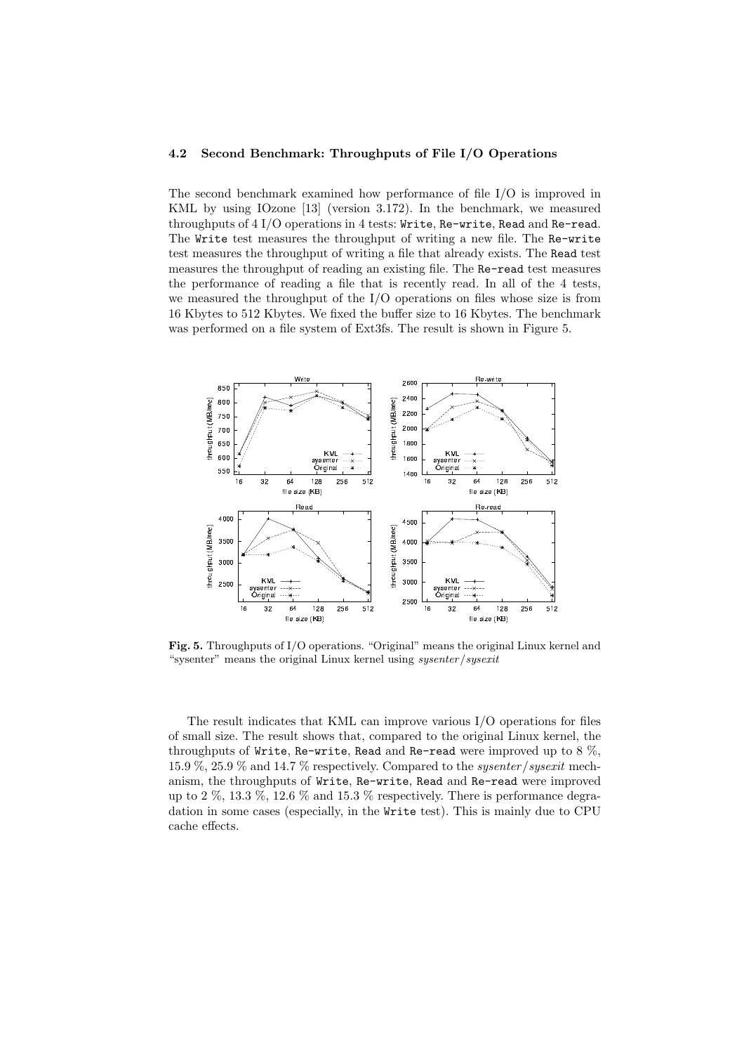### 4.2 Second Benchmark: Throughputs of File I/O Operations

The second benchmark examined how performance of file I/O is improved in KML by using IOzone [13] (version 3.172). In the benchmark, we measured throughputs of 4 I/O operations in 4 tests: `Write`, `Re-write`, `Read` and `Re-read`. The `Write` test measures the throughput of writing a new file. The `Re-write` test measures the throughput of writing a file that already exists. The `Read` test measures the throughput of reading an existing file. The `Re-read` test measures the performance of reading a file that is recently read. In all of the 4 tests, we measured the throughput of the I/O operations on files whose size is from 16 Kbytes to 512 Kbytes. We fixed the buffer size to 16 Kbytes. The benchmark was performed on a file system of Ext3fs. The result is shown in Figure 5.

**Fig. 5.** Throughputs of I/O operations. "Original" means the original Linux kernel and "sysenter" means the original Linux kernel using *sysenter/sysexit*

The result indicates that KML can improve various I/O operations for files of small size. The result shows that, compared to the original Linux kernel, the throughputs of `Write`, `Re-write`, `Read` and `Re-read` were improved up to 8 %, 15.9 %, 25.9 % and 14.7 % respectively. Compared to the *sysenter/sysexit* mechanism, the throughputs of `Write`, `Re-write`, `Read` and `Re-read` were improved up to 2 %, 13.3 %, 12.6 % and 15.3 % respectively. There is performance degradation in some cases (especially, in the `Write` test). This is mainly due to CPU cache effects.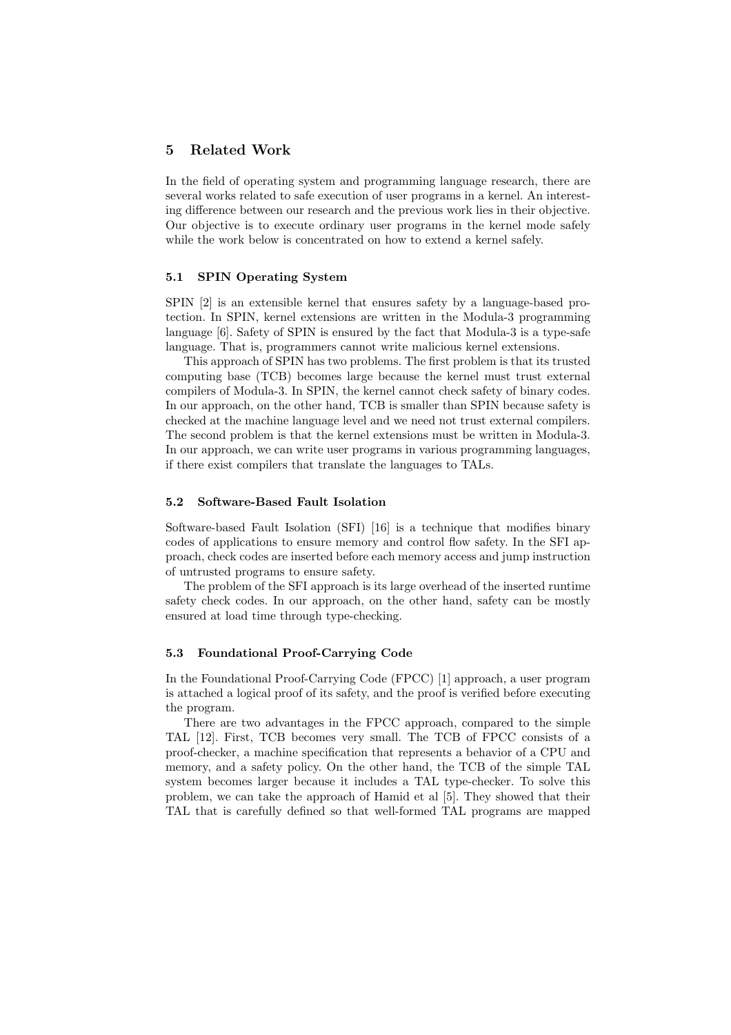## 5 Related Work

In the field of operating system and programming language research, there are several works related to safe execution of user programs in a kernel. An interesting difference between our research and the previous work lies in their objective. Our objective is to execute ordinary user programs in the kernel mode safely while the work below is concentrated on how to extend a kernel safely.

### 5.1 SPIN Operating System

SPIN [2] is an extensible kernel that ensures safety by a language-based protection. In SPIN, kernel extensions are written in the Modula-3 programming language [6]. Safety of SPIN is ensured by the fact that Modula-3 is a type-safe language. That is, programmers cannot write malicious kernel extensions.

This approach of SPIN has two problems. The first problem is that its trusted computing base (TCB) becomes large because the kernel must trust external compilers of Modula-3. In SPIN, the kernel cannot check safety of binary codes. In our approach, on the other hand, TCB is smaller than SPIN because safety is checked at the machine language level and we need not trust external compilers. The second problem is that the kernel extensions must be written in Modula-3. In our approach, we can write user programs in various programming languages, if there exist compilers that translate the languages to TALs.

### 5.2 Software-Based Fault Isolation

Software-based Fault Isolation (SFI) [16] is a technique that modifies binary codes of applications to ensure memory and control flow safety. In the SFI approach, check codes are inserted before each memory access and jump instruction of untrusted programs to ensure safety.

The problem of the SFI approach is its large overhead of the inserted runtime safety check codes. In our approach, on the other hand, safety can be mostly ensured at load time through type-checking.

### 5.3 Foundational Proof-Carrying Code

In the Foundational Proof-Carrying Code (FPCC) [1] approach, a user program is attached a logical proof of its safety, and the proof is verified before executing the program.

There are two advantages in the FPCC approach, compared to the simple TAL [12]. First, TCB becomes very small. The TCB of FPCC consists of a proof-checker, a machine specification that represents a behavior of a CPU and memory, and a safety policy. On the other hand, the TCB of the simple TAL system becomes larger because it includes a TAL type-checker. To solve this problem, we can take the approach of Hamid et al [5]. They showed that their TAL that is carefully defined so that well-formed TAL programs are mapped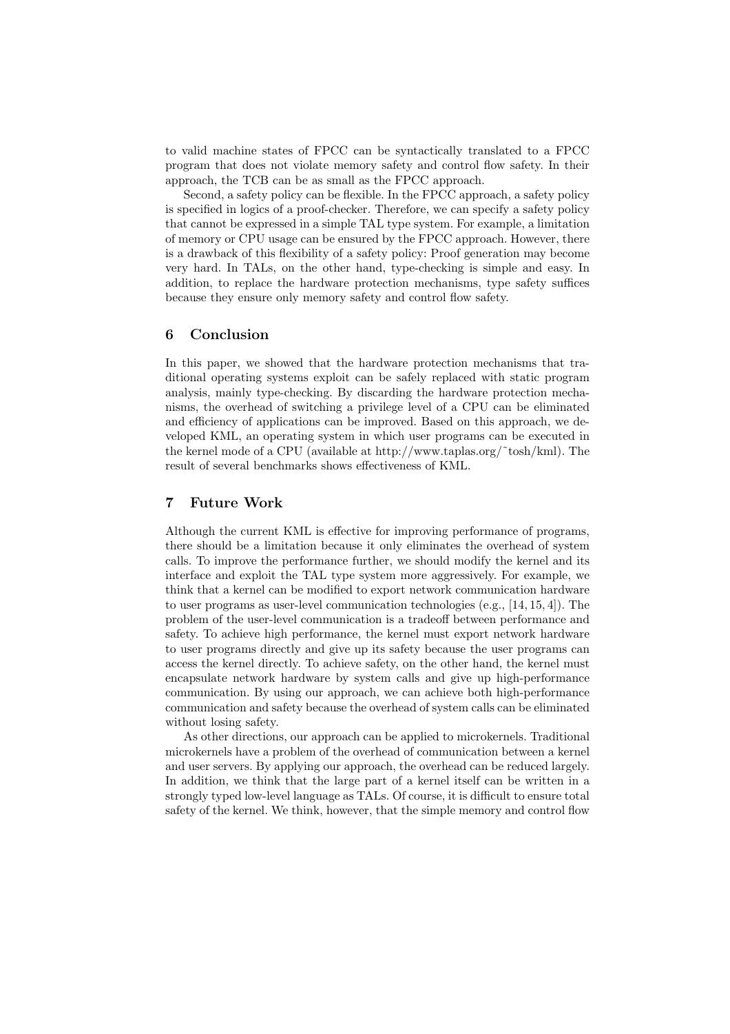to valid machine states of FPCC can be syntactically translated to a FPCC program that does not violate memory safety and control flow safety. In their approach, the TCB can be as small as the FPCC approach.

Second, a safety policy can be flexible. In the FPCC approach, a safety policy is specified in logics of a proof-checker. Therefore, we can specify a safety policy that cannot be expressed in a simple TAL type system. For example, a limitation of memory or CPU usage can be ensured by the FPCC approach. However, there is a drawback of this flexibility of a safety policy: Proof generation may become very hard. In TALs, on the other hand, type-checking is simple and easy. In addition, to replace the hardware protection mechanisms, type safety suffices because they ensure only memory safety and control flow safety.

## 6 Conclusion

In this paper, we showed that the hardware protection mechanisms that traditional operating systems exploit can be safely replaced with static program analysis, mainly type-checking. By discarding the hardware protection mechanisms, the overhead of switching a privilege level of a CPU can be eliminated and efficiency of applications can be improved. Based on this approach, we developed KML, an operating system in which user programs can be executed in the kernel mode of a CPU (available at http://www.taplas.org/˜tosh/kml). The result of several benchmarks shows effectiveness of KML.

## 7 Future Work

Although the current KML is effective for improving performance of programs, there should be a limitation because it only eliminates the overhead of system calls. To improve the performance further, we should modify the kernel and its interface and exploit the TAL type system more aggressively. For example, we think that a kernel can be modified to export network communication hardware to user programs as user-level communication technologies (e.g., [14, 15, 4]). The problem of the user-level communication is a tradeoff between performance and safety. To achieve high performance, the kernel must export network hardware to user programs directly and give up its safety because the user programs can access the kernel directly. To achieve safety, on the other hand, the kernel must encapsulate network hardware by system calls and give up high-performance communication. By using our approach, we can achieve both high-performance communication and safety because the overhead of system calls can be eliminated without losing safety.

As other directions, our approach can be applied to microkernels. Traditional microkernels have a problem of the overhead of communication between a kernel and user servers. By applying our approach, the overhead can be reduced largely. In addition, we think that the large part of a kernel itself can be written in a strongly typed low-level language as TALs. Of course, it is difficult to ensure total safety of the kernel. We think, however, that the simple memory and control flow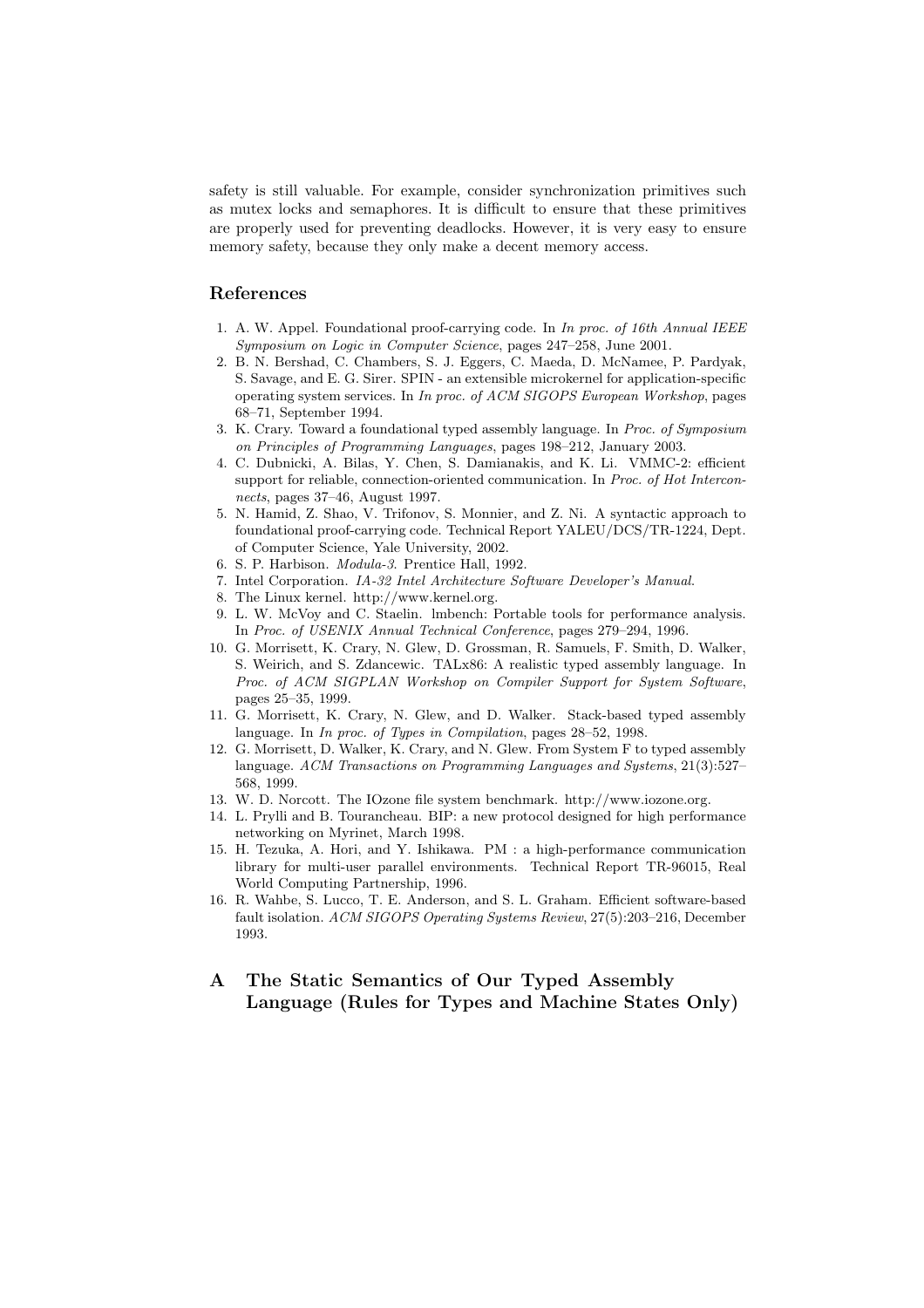safety is still valuable. For example, consider synchronization primitives such as mutex locks and semaphores. It is difficult to ensure that these primitives are properly used for preventing deadlocks. However, it is very easy to ensure memory safety, because they only make a decent memory access.

## References

1. A. W. Appel. Foundational proof-carrying code. In *In proc. of 16th Annual IEEE Symposium on Logic in Computer Science*, pages 247–258, June 2001.
2. B. N. Bershad, C. Chambers, S. J. Eggers, C. Maeda, D. McNamee, P. Pardyak, S. Savage, and E. G. Sirer. SPIN - an extensible microkernel for application-specific operating system services. In *In proc. of ACM SIGOPS European Workshop*, pages 68–71, September 1994.
3. K. Crary. Toward a foundational typed assembly language. In *Proc. of Symposium on Principles of Programming Languages*, pages 198–212, January 2003.
4. C. Dubnicki, A. Bilas, Y. Chen, S. Damianakis, and K. Li. VMMC-2: efficient support for reliable, connection-oriented communication. In *Proc. of Hot Interconnects*, pages 37–46, August 1997.
5. N. Hamid, Z. Shao, V. Trifonov, S. Monnier, and Z. Ni. A syntactic approach to foundational proof-carrying code. Technical Report YALEU/DCS/TR-1224, Dept. of Computer Science, Yale University, 2002.
6. S. P. Harbison. *Modula-3*. Prentice Hall, 1992.
7. Intel Corporation. *IA-32 Intel Architecture Software Developer's Manual*.
8. The Linux kernel. http://www.kernel.org.
9. L. W. McVoy and C. Staelin. lmbench: Portable tools for performance analysis. In *Proc. of USENIX Annual Technical Conference*, pages 279–294, 1996.
10. G. Morrisett, K. Crary, N. Glew, D. Grossman, R. Samuels, F. Smith, D. Walker, S. Weirich, and S. Zdancewic. TALx86: A realistic typed assembly language. In *Proc. of ACM SIGPLAN Workshop on Compiler Support for System Software*, pages 25–35, 1999.
11. G. Morrisett, K. Crary, N. Glew, and D. Walker. Stack-based typed assembly language. In *In proc. of Types in Compilation*, pages 28–52, 1998.
12. G. Morrisett, D. Walker, K. Crary, and N. Glew. From System F to typed assembly language. *ACM Transactions on Programming Languages and Systems*, 21(3):527–568, 1999.
13. W. D. Norcott. The IOzone file system benchmark. http://www.iozone.org.
14. L. Prylli and B. Tourancheau. BIP: a new protocol designed for high performance networking on Myrinet, March 1998.
15. H. Tezuka, A. Hori, and Y. Ishikawa. PM : a high-performance communication library for multi-user parallel environments. Technical Report TR-96015, Real World Computing Partnership, 1996.
16. R. Wahbe, S. Lucco, T. E. Anderson, and S. L. Graham. Efficient software-based fault isolation. *ACM SIGOPS Operating Systems Review*, 27(5):203–216, December 1993.

## A The Static Semantics of Our Typed Assembly Language (Rules for Types and Machine States Only)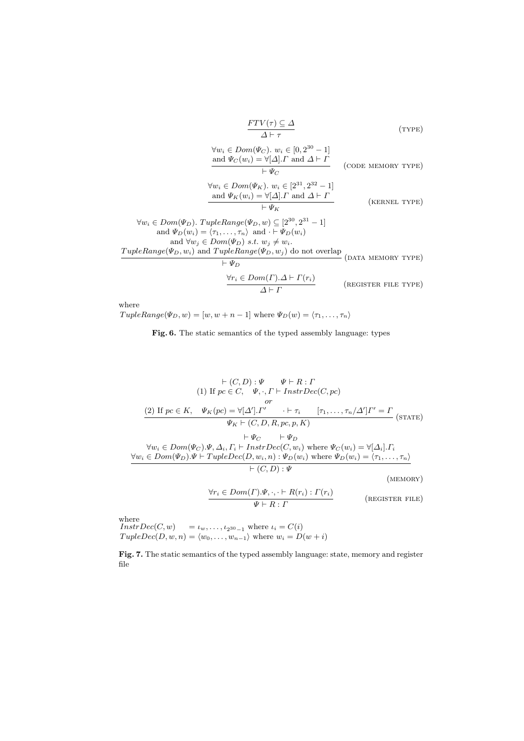$$\frac{FTV(\tau) \subseteq \Delta}{\Delta \vdash \tau} \quad \text{(TYPE)}$$

$$\frac{\begin{array}{c}\forall w_i \in Dom(\Psi_C).\ w_i \in [0, 2^{30}-1] \\ \text{and } \Psi_C(w_i) = \forall[\Delta].\Gamma \text{ and } \Delta \vdash \Gamma\end{array}}{\vdash \Psi_C} \quad \text{(CODE MEMORY TYPE)}$$

$$\frac{\begin{array}{c}\forall w_i \in Dom(\Psi_K).\ w_i \in [2^{31}, 2^{32}-1] \\ \text{and } \Psi_K(w_i) = \forall[\Delta].\Gamma \text{ and } \Delta \vdash \Gamma\end{array}}{\vdash \Psi_K} \quad \text{(KERNEL TYPE)}$$

$$\frac{\begin{array}{c}\forall w_i \in Dom(\Psi_D).\ TupleRange(\Psi_D, w) \subseteq [2^{30}, 2^{31}-1] \\ \text{and } \Psi_D(w_i) = \langle \tau_1, \ldots, \tau_n \rangle \text{ and } \cdot \vdash \Psi_D(w_i) \\ \text{and } \forall w_j \in Dom(\Psi_D)\ s.t.\ w_j \neq w_i. \\ TupleRange(\Psi_D, w_i) \text{ and } TupleRange(\Psi_D, w_j) \text{ do not overlap}\end{array}}{\vdash \Psi_D} \quad \text{(DATA MEMORY TYPE)}$$

$$\frac{\forall r_i \in Dom(\Gamma).\Delta \vdash \Gamma(r_i)}{\Delta \vdash \Gamma} \quad \text{(REGISTER FILE TYPE)}$$

where
$TupleRange(\Psi_D, w) = [w, w+n-1]$ where $\Psi_D(w) = \langle \tau_1, \ldots, \tau_n \rangle$

**Fig. 6.** The static semantics of the typed assembly language: types

$$\frac{\begin{array}{c}\vdash (C, D) : \Psi \qquad \Psi \vdash R : \Gamma \\ \text{(1) If } pc \in C, \quad \Psi, \cdot, \Gamma \vdash InstrDec(C, pc) \\ or \\ \text{(2) If } pc \in K, \quad \Psi_K(pc) = \forall[\Delta'].\Gamma' \qquad \cdot \vdash \tau_i \qquad [\tau_1, \ldots, \tau_n/\Delta']\Gamma' = \Gamma\end{array}}{\Psi_K \vdash (C, D, R, pc, p, K)} \quad \text{(STATE)}$$

$$\frac{\begin{array}{c}\vdash \Psi_C \qquad \vdash \Psi_D \\ \forall w_i \in Dom(\Psi_C).\Psi, \Delta_i, \Gamma_i \vdash InstrDec(C, w_i) \text{ where } \Psi_C(w_i) = \forall[\Delta_i].\Gamma_i \\ \forall w_i \in Dom(\Psi_D).\Psi \vdash TupleDec(D, w_i, n) : \Psi_D(w_i) \text{ where } \Psi_D(w_i) = \langle \tau_1, \ldots, \tau_n \rangle\end{array}}{\vdash (C, D) : \Psi} \quad \text{(MEMORY)}$$

$$\frac{\forall r_i \in Dom(\Gamma).\Psi, \cdot, \cdot \vdash R(r_i) : \Gamma(r_i)}{\Psi \vdash R : \Gamma} \quad \text{(REGISTER FILE)}$$

where
$InstrDec(C, w) \quad = \iota_w, \ldots, \iota_{2^{30}-1}$ where $\iota_i = C(i)$
$TupleDec(D, w, n) = \langle w_0, \ldots, w_{n-1} \rangle$ where $w_i = D(w+i)$

**Fig. 7.** The static semantics of the typed assembly language: state, memory and register file